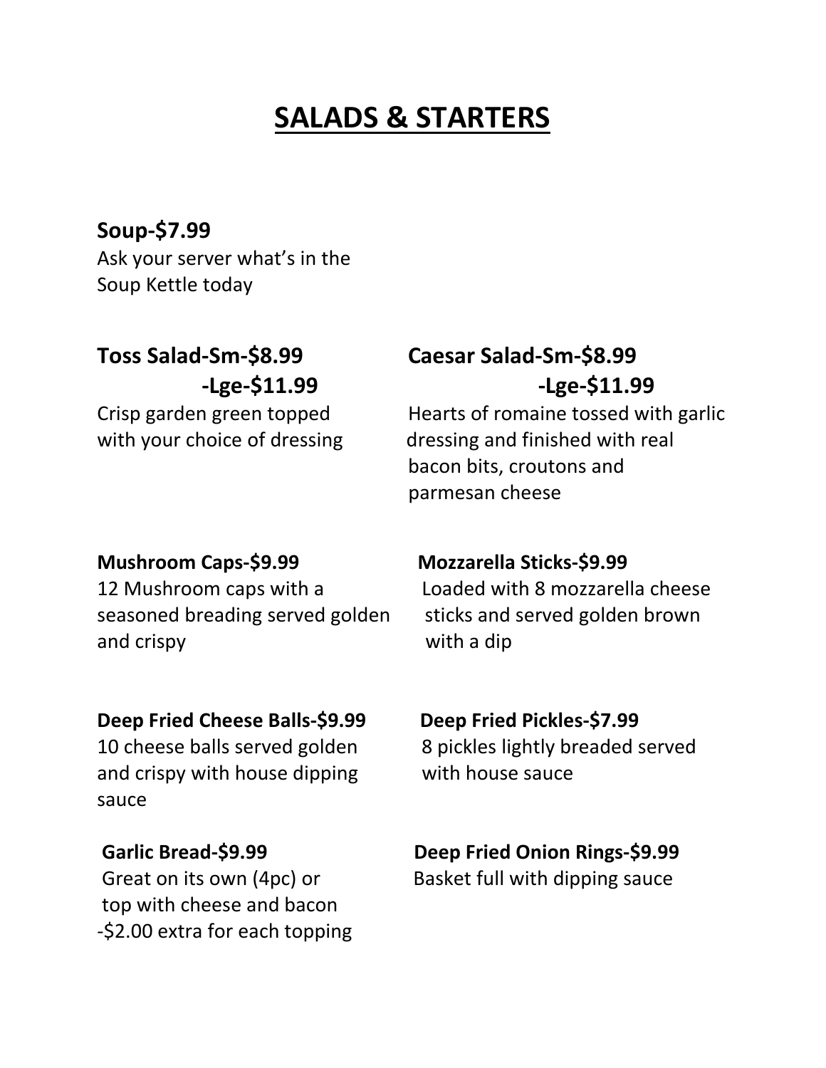# SALADS & STARTERS

**Soup-$7.99**
Ask your server what's in the Soup Kettle today

**Toss Salad-Sm-$8.99**
**-Lge-$11.99**
Crisp garden green topped with your choice of dressing

**Caesar Salad-Sm-$8.99**
**-Lge-$11.99**
Hearts of romaine tossed with garlic dressing and finished with real bacon bits, croutons and parmesan cheese

**Mushroom Caps-$9.99**
12 Mushroom caps with a seasoned breading served golden and crispy

**Mozzarella Sticks-$9.99**
Loaded with 8 mozzarella cheese sticks and served golden brown with a dip

**Deep Fried Cheese Balls-$9.99**
10 cheese balls served golden and crispy with house dipping sauce

**Deep Fried Pickles-$7.99**
8 pickles lightly breaded served with house sauce

**Garlic Bread-$9.99**
Great on its own (4pc) or top with cheese and bacon
-$2.00 extra for each topping

**Deep Fried Onion Rings-$9.99**
Basket full with dipping sauce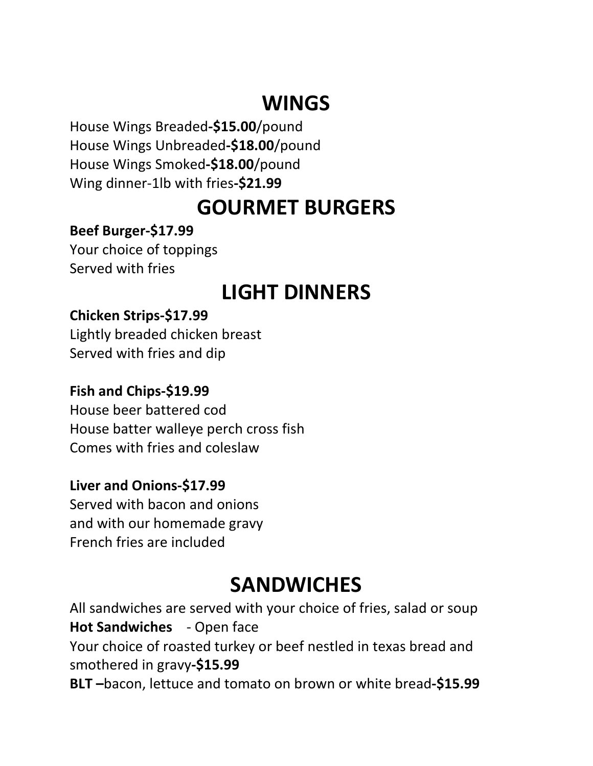# WINGS

House Wings Breaded**-$15.00**/pound
House Wings Unbreaded**-$18.00**/pound
House Wings Smoked**-$18.00**/pound
Wing dinner-1lb with fries**-$21.99**

# GOURMET BURGERS

**Beef Burger-$17.99**
Your choice of toppings
Served with fries

# LIGHT DINNERS

**Chicken Strips-$17.99**
Lightly breaded chicken breast
Served with fries and dip

**Fish and Chips-$19.99**
House beer battered cod
House batter walleye perch cross fish
Comes with fries and coleslaw

**Liver and Onions-$17.99**
Served with bacon and onions
and with our homemade gravy
French fries are included

# SANDWICHES

All sandwiches are served with your choice of fries, salad or soup
**Hot Sandwiches** - Open face
Your choice of roasted turkey or beef nestled in texas bread and smothered in gravy**-$15.99**
**BLT –**bacon, lettuce and tomato on brown or white bread**-$15.99**